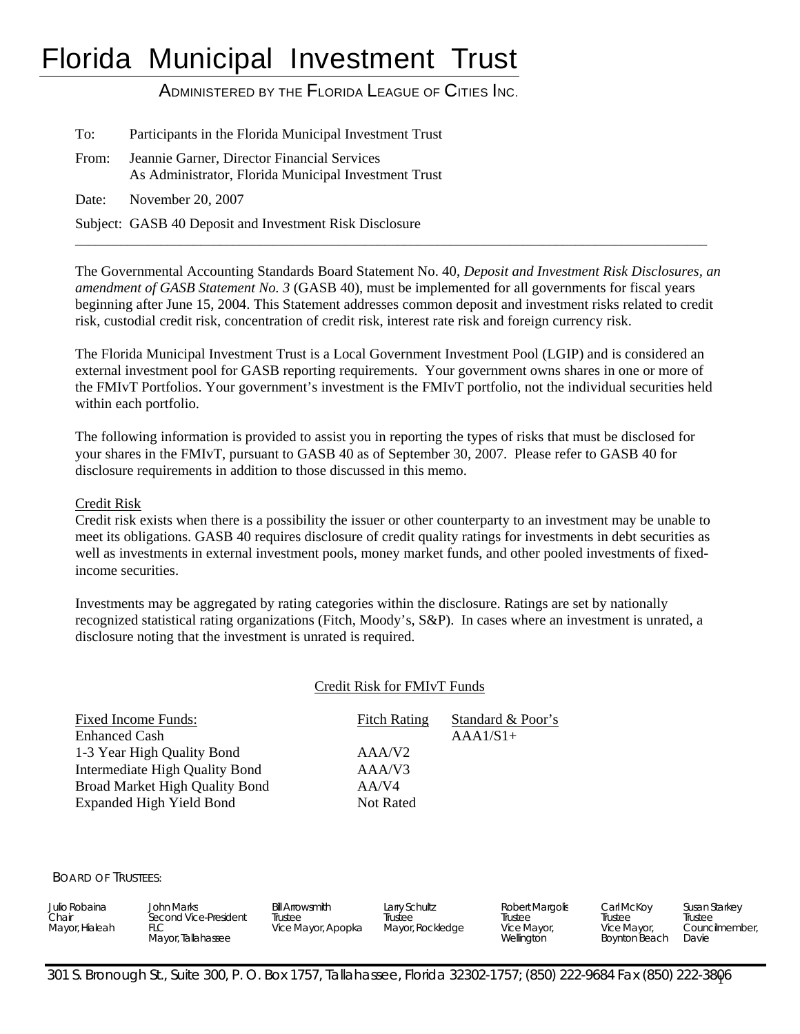# Florida Municipal Investment Trust

ADMINISTERED BY THE FLORIDA LEAGUE OF CITIES INC.

To: Participants in the Florida Municipal Investment Trust

From: Jeannie Garner, Director Financial Services
As Administrator, Florida Municipal Investment Trust

Date: November 20, 2007

Subject: GASB 40 Deposit and Investment Risk Disclosure

---

The Governmental Accounting Standards Board Statement No. 40, *Deposit and Investment Risk Disclosures, an amendment of GASB Statement No. 3* (GASB 40), must be implemented for all governments for fiscal years beginning after June 15, 2004. This Statement addresses common deposit and investment risks related to credit risk, custodial credit risk, concentration of credit risk, interest rate risk and foreign currency risk.

The Florida Municipal Investment Trust is a Local Government Investment Pool (LGIP) and is considered an external investment pool for GASB reporting requirements. Your government owns shares in one or more of the FMIvT Portfolios. Your government's investment is the FMIvT portfolio, not the individual securities held within each portfolio.

The following information is provided to assist you in reporting the types of risks that must be disclosed for your shares in the FMIvT, pursuant to GASB 40 as of September 30, 2007. Please refer to GASB 40 for disclosure requirements in addition to those discussed in this memo.

Credit Risk

Credit risk exists when there is a possibility the issuer or other counterparty to an investment may be unable to meet its obligations. GASB 40 requires disclosure of credit quality ratings for investments in debt securities as well as investments in external investment pools, money market funds, and other pooled investments of fixed-income securities.

Investments may be aggregated by rating categories within the disclosure. Ratings are set by nationally recognized statistical rating organizations (Fitch, Moody's, S&P). In cases where an investment is unrated, a disclosure noting that the investment is unrated is required.

Credit Risk for FMIvT Funds

| Fixed Income Funds: | Fitch Rating | Standard & Poor's |
|---|---|---|
| Enhanced Cash | | AAA1/S1+ |
| 1-3 Year High Quality Bond | AAA/V2 | |
| Intermediate High Quality Bond | AAA/V3 | |
| Broad Market High Quality Bond | AA/V4 | |
| Expanded High Yield Bond | Not Rated | |

BOARD OF TRUSTEES:

| Julio Robaina | John Marks | Bill Arrowsmith | Larry Schultz | Robert Margolis | Carl McKoy | Susan Starkey |
|---|---|---|---|---|---|---|
| Chair | Second Vice-President | Trustee | Trustee | Trustee | Trustee | Trustee |
| Mayor, Hialeah | FLC | Vice Mayor, Apopka | Mayor, Rockledge | Vice Mayor, | Vice Mayor, | Councilmember, |
| | Mayor, Tallahassee | | | Wellington | Boynton Beach | Davie |

301 S. Bronough St., Suite 300, P. O. Box 1757, Tallahassee, Florida 32302-1757; (850) 222-9684 Fax (850) 222-3806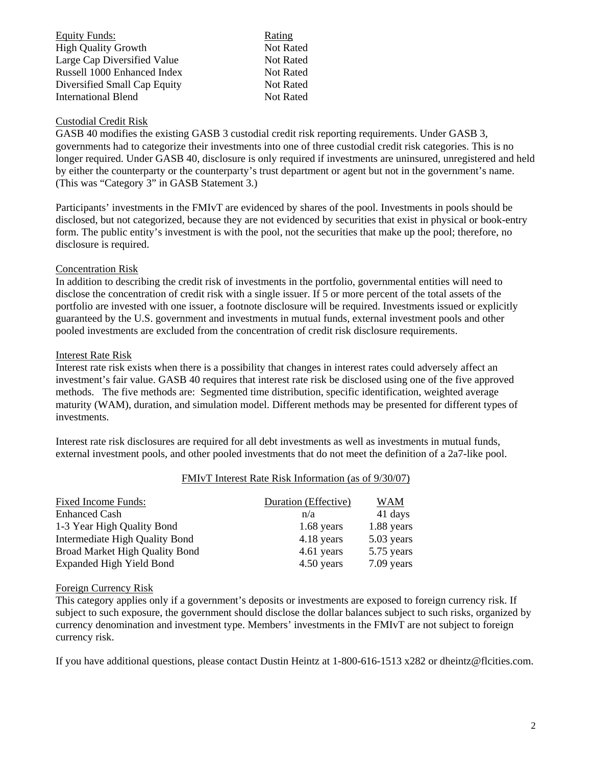| Equity Funds: | Rating |
|---|---|
| High Quality Growth | Not Rated |
| Large Cap Diversified Value | Not Rated |
| Russell 1000 Enhanced Index | Not Rated |
| Diversified Small Cap Equity | Not Rated |
| International Blend | Not Rated |

## Custodial Credit Risk

GASB 40 modifies the existing GASB 3 custodial credit risk reporting requirements. Under GASB 3, governments had to categorize their investments into one of three custodial credit risk categories. This is no longer required. Under GASB 40, disclosure is only required if investments are uninsured, unregistered and held by either the counterparty or the counterparty's trust department or agent but not in the government's name. (This was "Category 3" in GASB Statement 3.)

Participants' investments in the FMIvT are evidenced by shares of the pool. Investments in pools should be disclosed, but not categorized, because they are not evidenced by securities that exist in physical or book-entry form. The public entity's investment is with the pool, not the securities that make up the pool; therefore, no disclosure is required.

## Concentration Risk

In addition to describing the credit risk of investments in the portfolio, governmental entities will need to disclose the concentration of credit risk with a single issuer. If 5 or more percent of the total assets of the portfolio are invested with one issuer, a footnote disclosure will be required. Investments issued or explicitly guaranteed by the U.S. government and investments in mutual funds, external investment pools and other pooled investments are excluded from the concentration of credit risk disclosure requirements.

## Interest Rate Risk

Interest rate risk exists when there is a possibility that changes in interest rates could adversely affect an investment's fair value. GASB 40 requires that interest rate risk be disclosed using one of the five approved methods. The five methods are: Segmented time distribution, specific identification, weighted average maturity (WAM), duration, and simulation model. Different methods may be presented for different types of investments.

Interest rate risk disclosures are required for all debt investments as well as investments in mutual funds, external investment pools, and other pooled investments that do not meet the definition of a 2a7-like pool.

FMIvT Interest Rate Risk Information (as of 9/30/07)

| Fixed Income Funds: | Duration (Effective) | WAM |
|---|---|---|
| Enhanced Cash | n/a | 41 days |
| 1-3 Year High Quality Bond | 1.68 years | 1.88 years |
| Intermediate High Quality Bond | 4.18 years | 5.03 years |
| Broad Market High Quality Bond | 4.61 years | 5.75 years |
| Expanded High Yield Bond | 4.50 years | 7.09 years |

## Foreign Currency Risk

This category applies only if a government's deposits or investments are exposed to foreign currency risk. If subject to such exposure, the government should disclose the dollar balances subject to such risks, organized by currency denomination and investment type. Members' investments in the FMIvT are not subject to foreign currency risk.

If you have additional questions, please contact Dustin Heintz at 1-800-616-1513 x282 or dheintz@flcities.com.